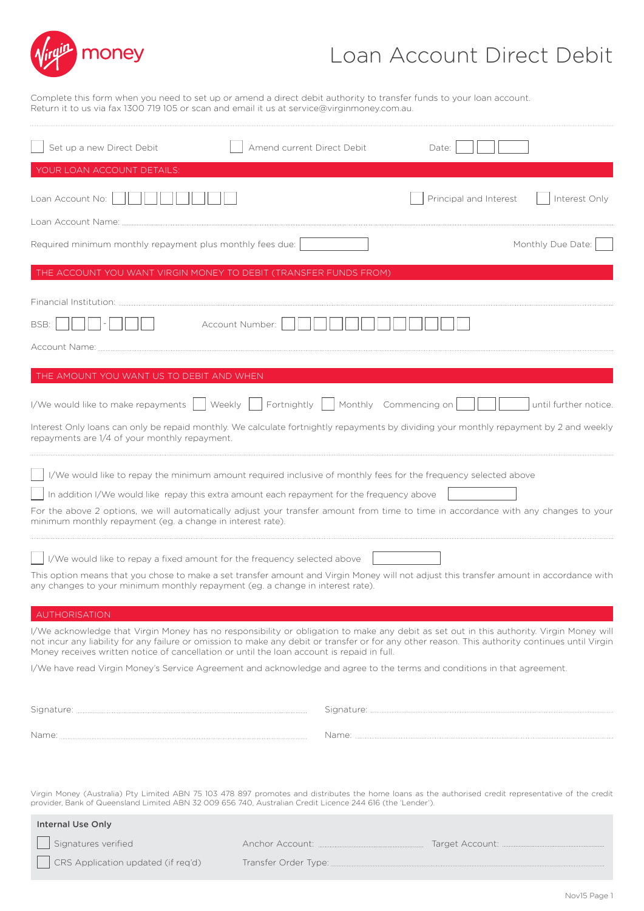virgin money

# Loan Account Direct Debit

Complete this form when you need to set up or amend a direct debit authority to transfer funds to your loan account.
Return it to us via fax 1300 719 105 or scan and email it us at service@virginmoney.com.au.

☐ Set up a new Direct Debit ☐ Amend current Direct Debit Date: ☐☐ ☐☐ ☐☐☐☐

## YOUR LOAN ACCOUNT DETAILS:

Loan Account No: ☐☐☐☐☐☐☐☐ ☐ Principal and Interest ☐ Interest Only

Loan Account Name: ..........................................

Required minimum monthly repayment plus monthly fees due: ☐ Monthly Due Date: ☐

## THE ACCOUNT YOU WANT VIRGIN MONEY TO DEBIT (TRANSFER FUNDS FROM)

Financial Institution: ..........................................

BSB: ☐☐☐ - ☐☐☐ Account Number: ☐☐☐☐☐☐☐☐☐☐☐☐

Account Name: ..........................................

## THE AMOUNT YOU WANT US TO DEBIT AND WHEN

I/We would like to make repayments ☐ Weekly ☐ Fortnightly ☐ Monthly Commencing on ☐☐ ☐☐ ☐☐☐☐ until further notice.

Interest Only loans can only be repaid monthly. We calculate fortnightly repayments by dividing your monthly repayment by 2 and weekly repayments are 1/4 of your monthly repayment.

☐ I/We would like to repay the minimum amount required inclusive of monthly fees for the frequency selected above

☐ In addition I/We would like repay this extra amount each repayment for the frequency above ☐

For the above 2 options, we will automatically adjust your transfer amount from time to time in accordance with any changes to your minimum monthly repayment (eg. a change in interest rate).

☐ I/We would like to repay a fixed amount for the frequency selected above ☐

This option means that you chose to make a set transfer amount and Virgin Money will not adjust this transfer amount in accordance with any changes to your minimum monthly repayment (eg. a change in interest rate).

## AUTHORISATION

I/We acknowledge that Virgin Money has no responsibility or obligation to make any debit as set out in this authority. Virgin Money will not incur any liability for any failure or omission to make any debit or transfer or for any other reason. This authority continues until Virgin Money receives written notice of cancellation or until the loan account is repaid in full.

I/We have read Virgin Money's Service Agreement and acknowledge and agree to the terms and conditions in that agreement.

Signature: .......................................... Signature: ..........................................

Name: .......................................... Name: ..........................................

Virgin Money (Australia) Pty Limited ABN 75 103 478 897 promotes and distributes the home loans as the authorised credit representative of the credit provider, Bank of Queensland Limited ABN 32 009 656 740, Australian Credit Licence 244 616 (the 'Lender').

**Internal Use Only**

☐ Signatures verified Anchor Account: .................... Target Account: ....................

☐ CRS Application updated (if req'd) Transfer Order Type: ....................

Nov15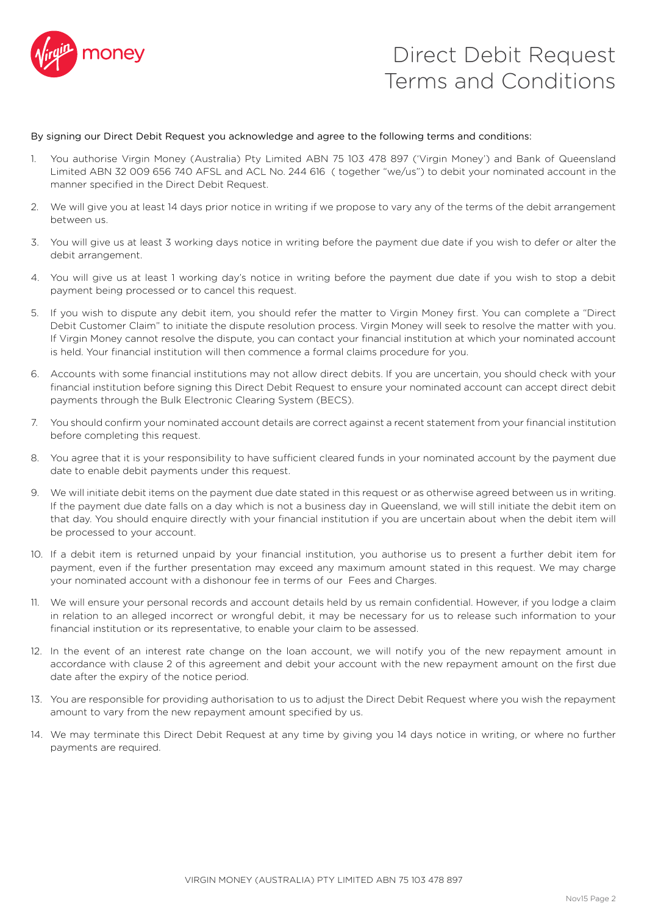# Direct Debit Request Terms and Conditions

By signing our Direct Debit Request you acknowledge and agree to the following terms and conditions:

1. You authorise Virgin Money (Australia) Pty Limited ABN 75 103 478 897 ('Virgin Money') and Bank of Queensland Limited ABN 32 009 656 740 AFSL and ACL No. 244 616 ( together "we/us") to debit your nominated account in the manner specified in the Direct Debit Request.
2. We will give you at least 14 days prior notice in writing if we propose to vary any of the terms of the debit arrangement between us.
3. You will give us at least 3 working days notice in writing before the payment due date if you wish to defer or alter the debit arrangement.
4. You will give us at least 1 working day's notice in writing before the payment due date if you wish to stop a debit payment being processed or to cancel this request.
5. If you wish to dispute any debit item, you should refer the matter to Virgin Money first. You can complete a "Direct Debit Customer Claim" to initiate the dispute resolution process. Virgin Money will seek to resolve the matter with you. If Virgin Money cannot resolve the dispute, you can contact your financial institution at which your nominated account is held. Your financial institution will then commence a formal claims procedure for you.
6. Accounts with some financial institutions may not allow direct debits. If you are uncertain, you should check with your financial institution before signing this Direct Debit Request to ensure your nominated account can accept direct debit payments through the Bulk Electronic Clearing System (BECS).
7. You should confirm your nominated account details are correct against a recent statement from your financial institution before completing this request.
8. You agree that it is your responsibility to have sufficient cleared funds in your nominated account by the payment due date to enable debit payments under this request.
9. We will initiate debit items on the payment due date stated in this request or as otherwise agreed between us in writing. If the payment due date falls on a day which is not a business day in Queensland, we will still initiate the debit item on that day. You should enquire directly with your financial institution if you are uncertain about when the debit item will be processed to your account.
10. If a debit item is returned unpaid by your financial institution, you authorise us to present a further debit item for payment, even if the further presentation may exceed any maximum amount stated in this request. We may charge your nominated account with a dishonour fee in terms of our Fees and Charges.
11. We will ensure your personal records and account details held by us remain confidential. However, if you lodge a claim in relation to an alleged incorrect or wrongful debit, it may be necessary for us to release such information to your financial institution or its representative, to enable your claim to be assessed.
12. In the event of an interest rate change on the loan account, we will notify you of the new repayment amount in accordance with clause 2 of this agreement and debit your account with the new repayment amount on the first due date after the expiry of the notice period.
13. You are responsible for providing authorisation to us to adjust the Direct Debit Request where you wish the repayment amount to vary from the new repayment amount specified by us.
14. We may terminate this Direct Debit Request at any time by giving you 14 days notice in writing, or where no further payments are required.

VIRGIN MONEY (AUSTRALIA) PTY LIMITED ABN 75 103 478 897